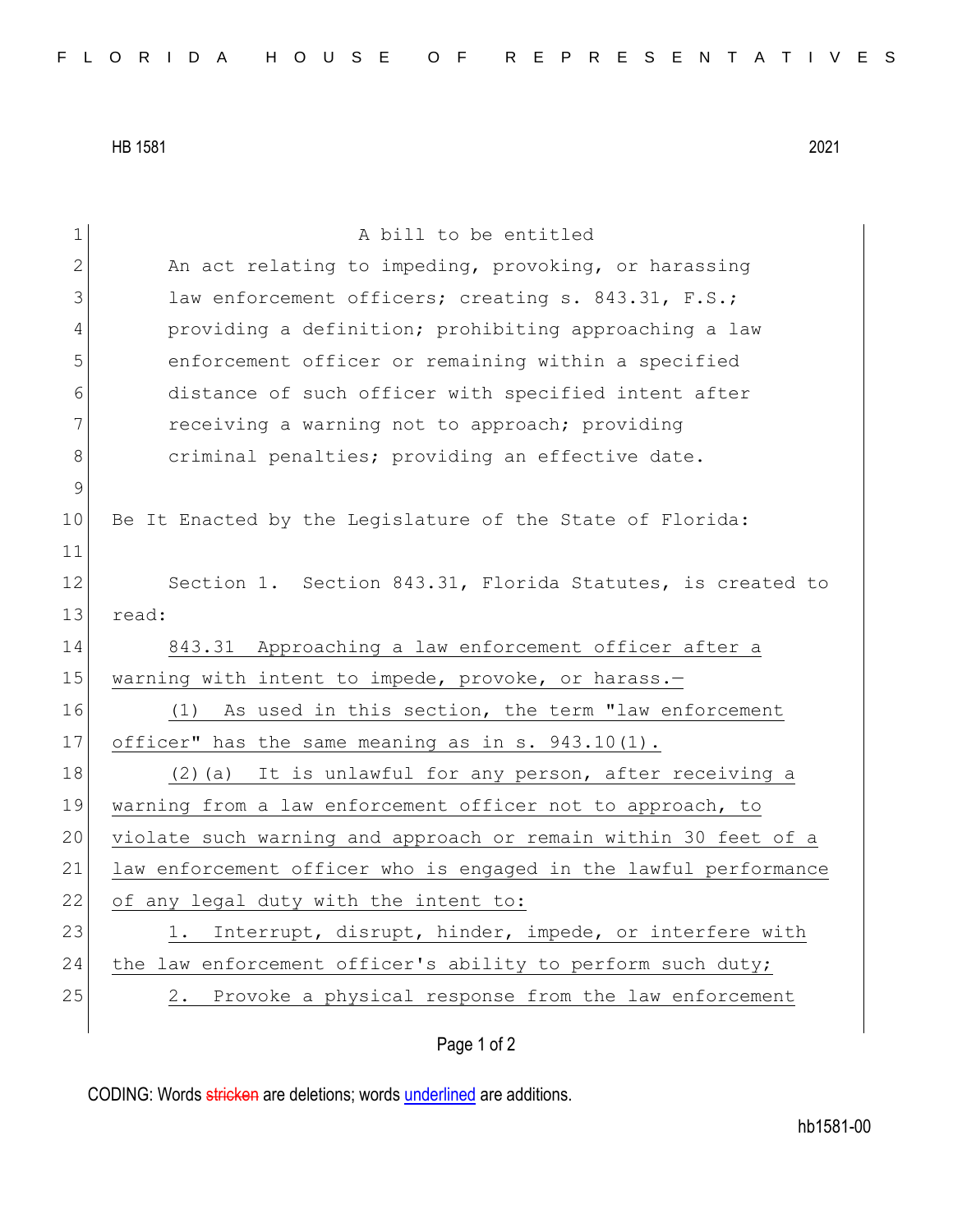FLORIDA HOUSE OF REPRESENTATIVES

HB 1581 2021

A bill to be entitled

An act relating to impeding, provoking, or harassing law enforcement officers; creating s. 843.31, F.S.; providing a definition; prohibiting approaching a law enforcement officer or remaining within a specified distance of such officer with specified intent after receiving a warning not to approach; providing criminal penalties; providing an effective date.

Be It Enacted by the Legislature of the State of Florida:

Section 1. Section 843.31, Florida Statutes, is created to read:

843.31 Approaching a law enforcement officer after a warning with intent to impede, provoke, or harass.—

(1) As used in this section, the term "law enforcement officer" has the same meaning as in s. 943.10(1).

(2)(a) It is unlawful for any person, after receiving a warning from a law enforcement officer not to approach, to violate such warning and approach or remain within 30 feet of a law enforcement officer who is engaged in the lawful performance of any legal duty with the intent to:

1. Interrupt, disrupt, hinder, impede, or interfere with the law enforcement officer's ability to perform such duty;

2. Provoke a physical response from the law enforcement

CODING: Words stricken are deletions; words underlined are additions.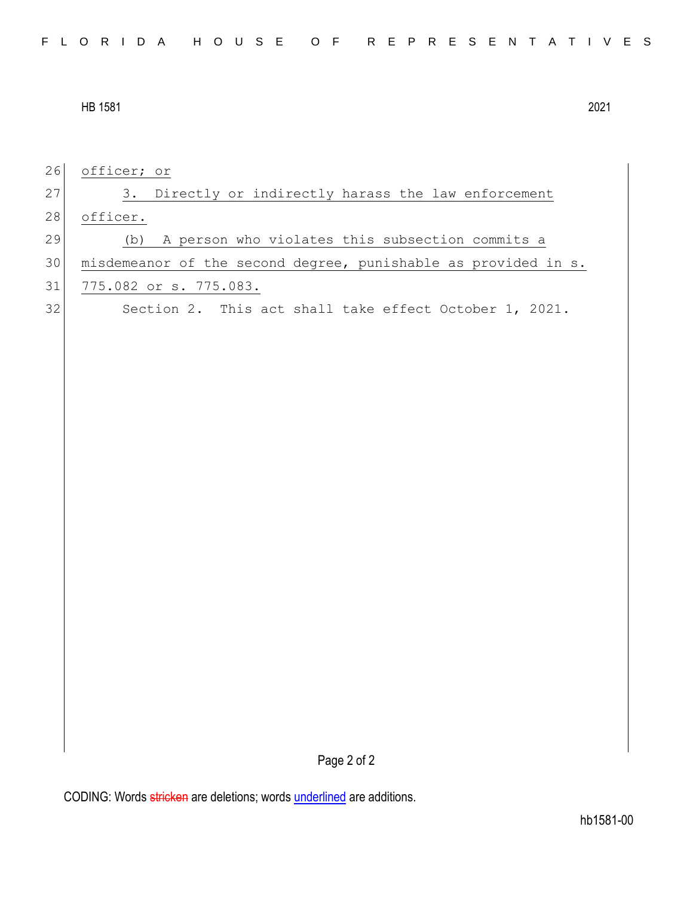officer; or

3. Directly or indirectly harass the law enforcement officer.

(b) A person who violates this subsection commits a misdemeanor of the second degree, punishable as provided in s. 775.082 or s. 775.083.

Section 2. This act shall take effect October 1, 2021.

CODING: Words stricken are deletions; words underlined are additions.